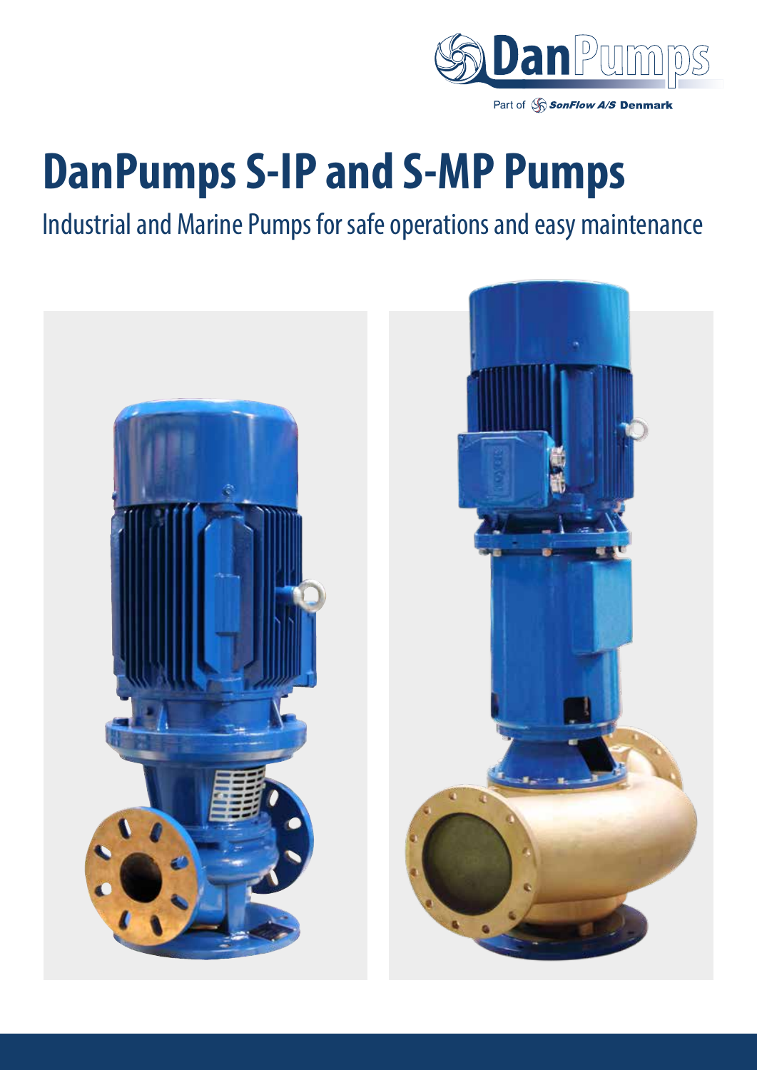DanPumps

Part of SonFlow A/S Denmark

# DanPumps S-IP and S-MP Pumps

Industrial and Marine Pumps for safe operations and easy maintenance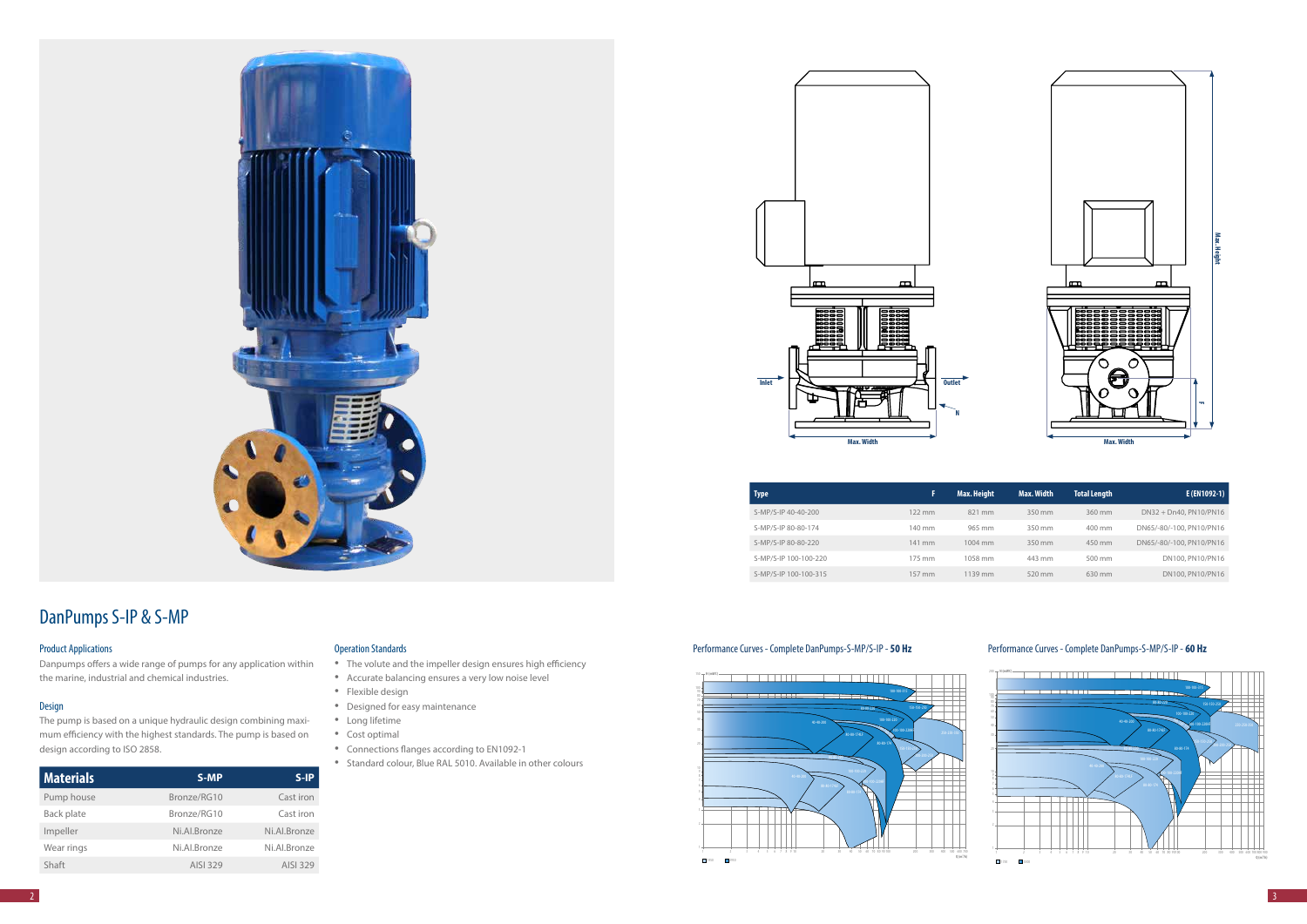# DanPumps S-IP & S-MP

## Product Applications

Danpumps offers a wide range of pumps for any application within the marine, industrial and chemical industries.

## Design

The pump is based on a unique hydraulic design combining maximum efficiency with the highest standards. The pump is based on design according to ISO 2858.

| Materials | S-MP | S-IP |
|---|---|---|
| Pump house | Bronze/RG10 | Cast iron |
| Back plate | Bronze/RG10 | Cast iron |
| Impeller | Ni.Al.Bronze | Ni.Al.Bronze |
| Wear rings | Ni.Al.Bronze | Ni.Al.Bronze |
| Shaft | AISI 329 | AISI 329 |

## Operation Standards

- The volute and the impeller design ensures high efficiency
- Accurate balancing ensures a very low noise level
- Flexible design
- Designed for easy maintenance
- Long lifetime
- Cost optimal
- Connections flanges according to EN1092-1
- Standard colour, Blue RAL 5010. Available in other colours

| Type | F | Max. Height | Max. Width | Total Length | E (EN1092-1) |
|---|---|---|---|---|---|
| S-MP/S-IP 40-40-200 | 122 mm | 821 mm | 350 mm | 360 mm | DN32 + Dn40, PN10/PN16 |
| S-MP/S-IP 80-80-174 | 140 mm | 965 mm | 350 mm | 400 mm | DN65/-80/-100, PN10/PN16 |
| S-MP/S-IP 80-80-220 | 141 mm | 1004 mm | 350 mm | 450 mm | DN65/-80/-100, PN10/PN16 |
| S-MP/S-IP 100-100-220 | 175 mm | 1058 mm | 443 mm | 500 mm | DN100, PN10/PN16 |
| S-MP/S-IP 100-100-315 | 157 mm | 1139 mm | 520 mm | 630 mm | DN100, PN10/PN16 |

## Performance Curves - Complete DanPumps-S-MP/S-IP - **50 Hz**

## Performance Curves - Complete DanPumps-S-MP/S-IP - **60 Hz**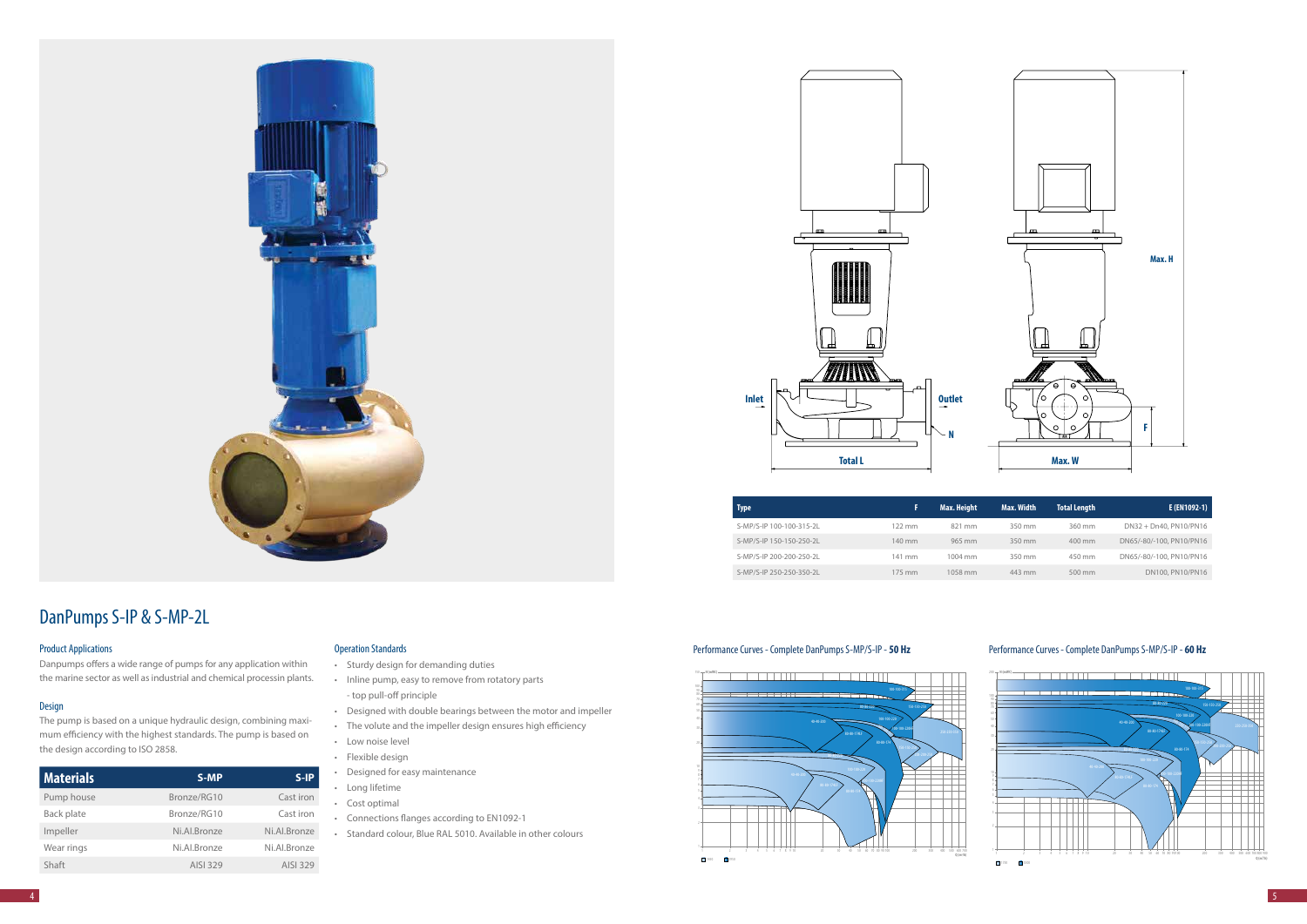| Type | F | Max. Height | Max. Width | Total Length | E (EN1092-1) |
|---|---|---|---|---|---|
| S-MP/S-IP 100-100-315-2L | 122 mm | 821 mm | 350 mm | 360 mm | DN32 + Dn40, PN10/PN16 |
| S-MP/S-IP 150-150-250-2L | 140 mm | 965 mm | 350 mm | 400 mm | DN65/-80/-100, PN10/PN16 |
| S-MP/S-IP 200-200-250-2L | 141 mm | 1004 mm | 350 mm | 450 mm | DN65/-80/-100, PN10/PN16 |
| S-MP/S-IP 250-250-350-2L | 175 mm | 1058 mm | 443 mm | 500 mm | DN100, PN10/PN16 |

# DanPumps S-IP & S-MP-2L

## Product Applications

Danpumps offers a wide range of pumps for any application within the marine sector as well as industrial and chemical processin plants.

## Design

The pump is based on a unique hydraulic design, combining maximum efficiency with the highest standards. The pump is based on the design according to ISO 2858.

| Materials | S-MP | S-IP |
|---|---|---|
| Pump house | Bronze/RG10 | Cast iron |
| Back plate | Bronze/RG10 | Cast iron |
| Impeller | Ni.Al.Bronze | Ni.Al.Bronze |
| Wear rings | Ni.Al.Bronze | Ni.Al.Bronze |
| Shaft | AISI 329 | AISI 329 |

## Operation Standards

- Sturdy design for demanding duties
- Inline pump, easy to remove from rotatory parts
  - top pull-off principle
- Designed with double bearings between the motor and impeller
- The volute and the impeller design ensures high efficiency
- Low noise level
- Flexible design
- Designed for easy maintenance
- Long lifetime
- Cost optimal
- Connections flanges according to EN1092-1
- Standard colour, Blue RAL 5010. Available in other colours

Performance Curves - Complete DanPumps S-MP/S-IP - **50 Hz**

Performance Curves - Complete DanPumps S-MP/S-IP - **60 Hz**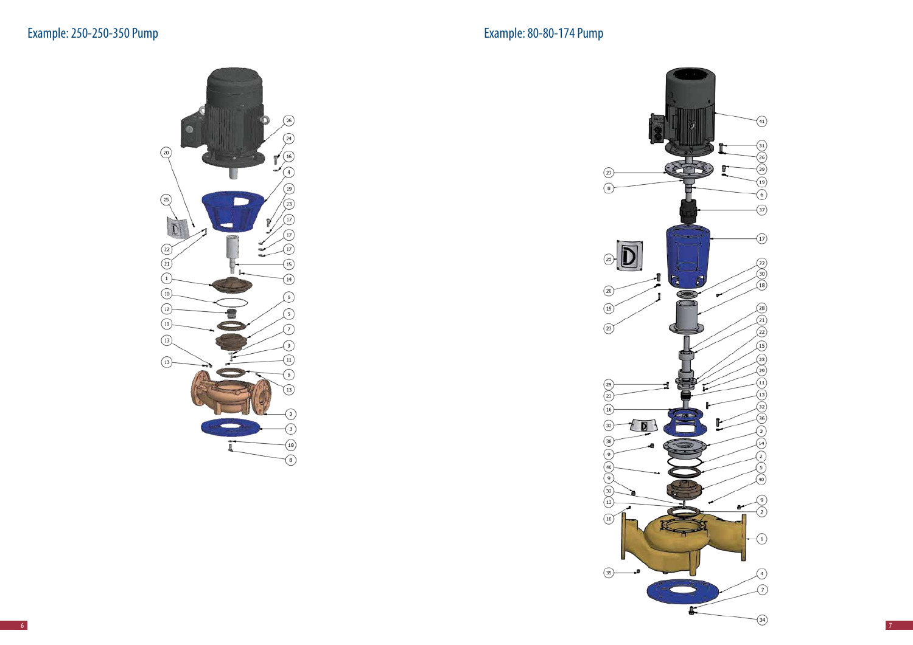## Example: 250-250-350 Pump

## Example: 80-80-174 Pump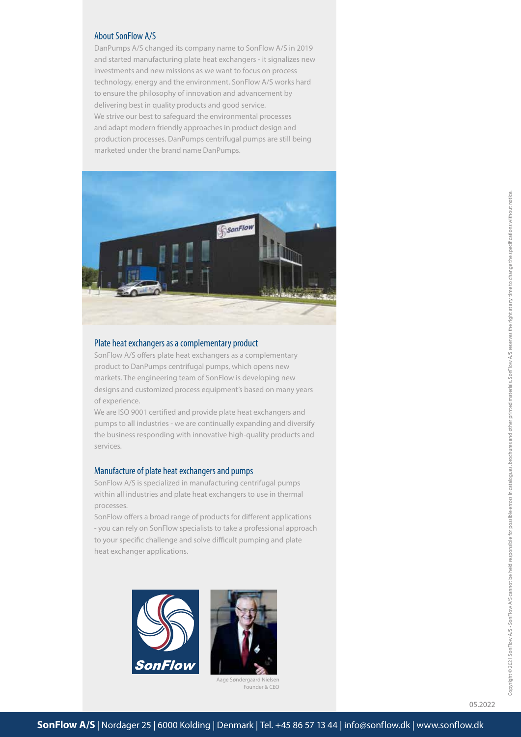## About SonFlow A/S

DanPumps A/S changed its company name to SonFlow A/S in 2019 and started manufacturing plate heat exchangers - it signalizes new investments and new missions as we want to focus on process technology, energy and the environment. SonFlow A/S works hard to ensure the philosophy of innovation and advancement by delivering best in quality products and good service.
We strive our best to safeguard the environmental processes and adapt modern friendly approaches in product design and production processes. DanPumps centrifugal pumps are still being marketed under the brand name DanPumps.

## Plate heat exchangers as a complementary product

SonFlow A/S offers plate heat exchangers as a complementary product to DanPumps centrifugal pumps, which opens new markets. The engineering team of SonFlow is developing new designs and customized process equipment's based on many years of experience.
We are ISO 9001 certified and provide plate heat exchangers and pumps to all industries - we are continually expanding and diversify the business responding with innovative high-quality products and services.

## Manufacture of plate heat exchangers and pumps

SonFlow A/S is specialized in manufacturing centrifugal pumps within all industries and plate heat exchangers to use in thermal processes.
SonFlow offers a broad range of products for different applications - you can rely on SonFlow specialists to take a professional approach to your specific challenge and solve difficult pumping and plate heat exchanger applications.

Aage Søndergaard Nielsen
Founder & CEO

Copyright © 2021 SonFlow A/S • SonFlow A/S cannot be held responsible for possible errors in catalogues, brochures and other printed materials. SonFlow A/S reserves the right at any time to change the specifications without notice.

05.2022

**SonFlow A/S** | Nordager 25 | 6000 Kolding | Denmark | Tel. +45 86 57 13 44 | info@sonflow.dk | www.sonflow.dk